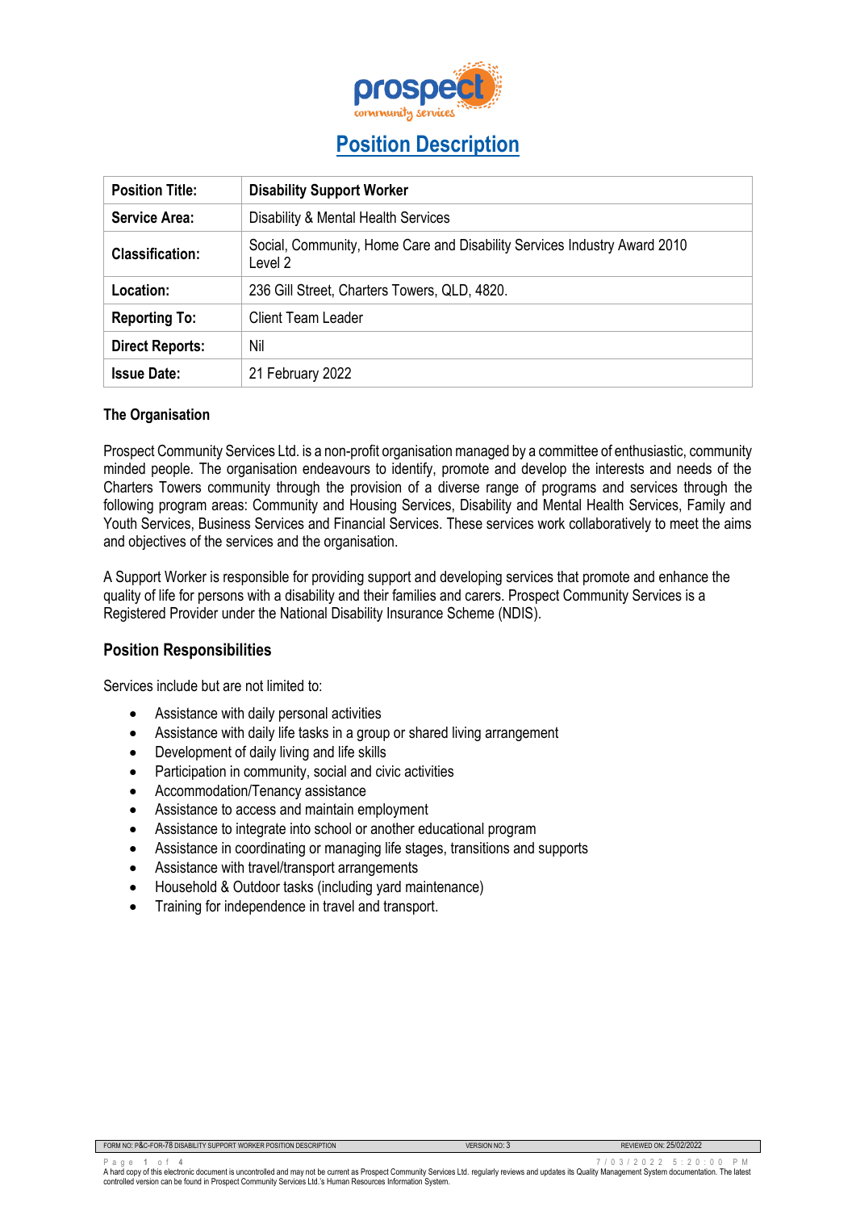# Position Description

| Position Title: | Disability Support Worker |
| --- | --- |
| Service Area: | Disability & Mental Health Services |
| Classification: | Social, Community, Home Care and Disability Services Industry Award 2010 Level 2 |
| Location: | 236 Gill Street, Charters Towers, QLD, 4820. |
| Reporting To: | Client Team Leader |
| Direct Reports: | Nil |
| Issue Date: | 21 February 2022 |

**The Organisation**

Prospect Community Services Ltd. is a non-profit organisation managed by a committee of enthusiastic, community minded people. The organisation endeavours to identify, promote and develop the interests and needs of the Charters Towers community through the provision of a diverse range of programs and services through the following program areas: Community and Housing Services, Disability and Mental Health Services, Family and Youth Services, Business Services and Financial Services. These services work collaboratively to meet the aims and objectives of the services and the organisation.

A Support Worker is responsible for providing support and developing services that promote and enhance the quality of life for persons with a disability and their families and carers. Prospect Community Services is a Registered Provider under the National Disability Insurance Scheme (NDIS).

## Position Responsibilities

Services include but are not limited to:

- Assistance with daily personal activities
- Assistance with daily life tasks in a group or shared living arrangement
- Development of daily living and life skills
- Participation in community, social and civic activities
- Accommodation/Tenancy assistance
- Assistance to access and maintain employment
- Assistance to integrate into school or another educational program
- Assistance in coordinating or managing life stages, transitions and supports
- Assistance with travel/transport arrangements
- Household & Outdoor tasks (including yard maintenance)
- Training for independence in travel and transport.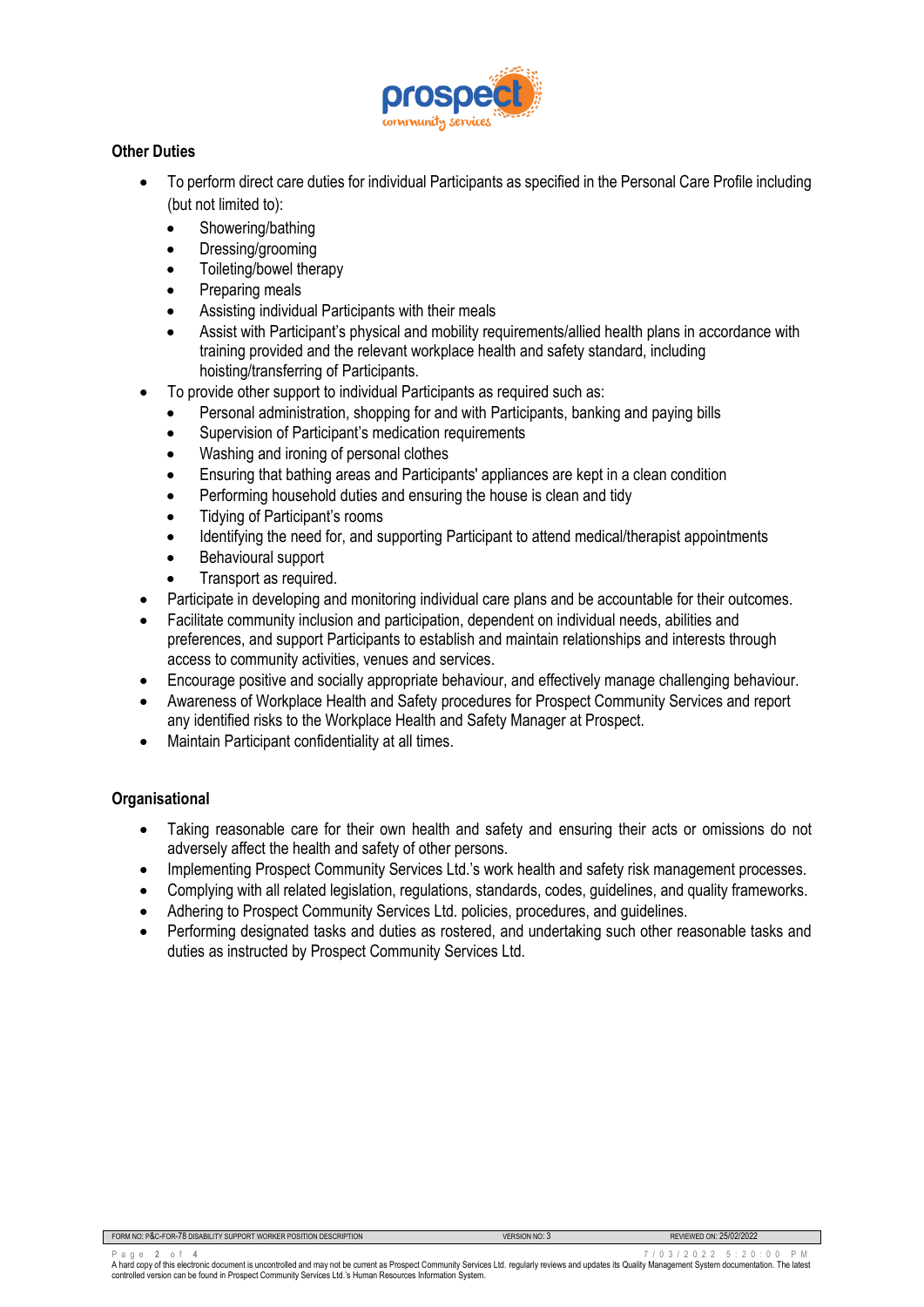### Other Duties

- To perform direct care duties for individual Participants as specified in the Personal Care Profile including (but not limited to):
  - Showering/bathing
  - Dressing/grooming
  - Toileting/bowel therapy
  - Preparing meals
  - Assisting individual Participants with their meals
  - Assist with Participant's physical and mobility requirements/allied health plans in accordance with training provided and the relevant workplace health and safety standard, including hoisting/transferring of Participants.
- To provide other support to individual Participants as required such as:
  - Personal administration, shopping for and with Participants, banking and paying bills
  - Supervision of Participant's medication requirements
  - Washing and ironing of personal clothes
  - Ensuring that bathing areas and Participants' appliances are kept in a clean condition
  - Performing household duties and ensuring the house is clean and tidy
  - Tidying of Participant's rooms
  - Identifying the need for, and supporting Participant to attend medical/therapist appointments
  - Behavioural support
  - Transport as required.
- Participate in developing and monitoring individual care plans and be accountable for their outcomes.
- Facilitate community inclusion and participation, dependent on individual needs, abilities and preferences, and support Participants to establish and maintain relationships and interests through access to community activities, venues and services.
- Encourage positive and socially appropriate behaviour, and effectively manage challenging behaviour.
- Awareness of Workplace Health and Safety procedures for Prospect Community Services and report any identified risks to the Workplace Health and Safety Manager at Prospect.
- Maintain Participant confidentiality at all times.

### Organisational

- Taking reasonable care for their own health and safety and ensuring their acts or omissions do not adversely affect the health and safety of other persons.
- Implementing Prospect Community Services Ltd.'s work health and safety risk management processes.
- Complying with all related legislation, regulations, standards, codes, guidelines, and quality frameworks.
- Adhering to Prospect Community Services Ltd. policies, procedures, and guidelines.
- Performing designated tasks and duties as rostered, and undertaking such other reasonable tasks and duties as instructed by Prospect Community Services Ltd.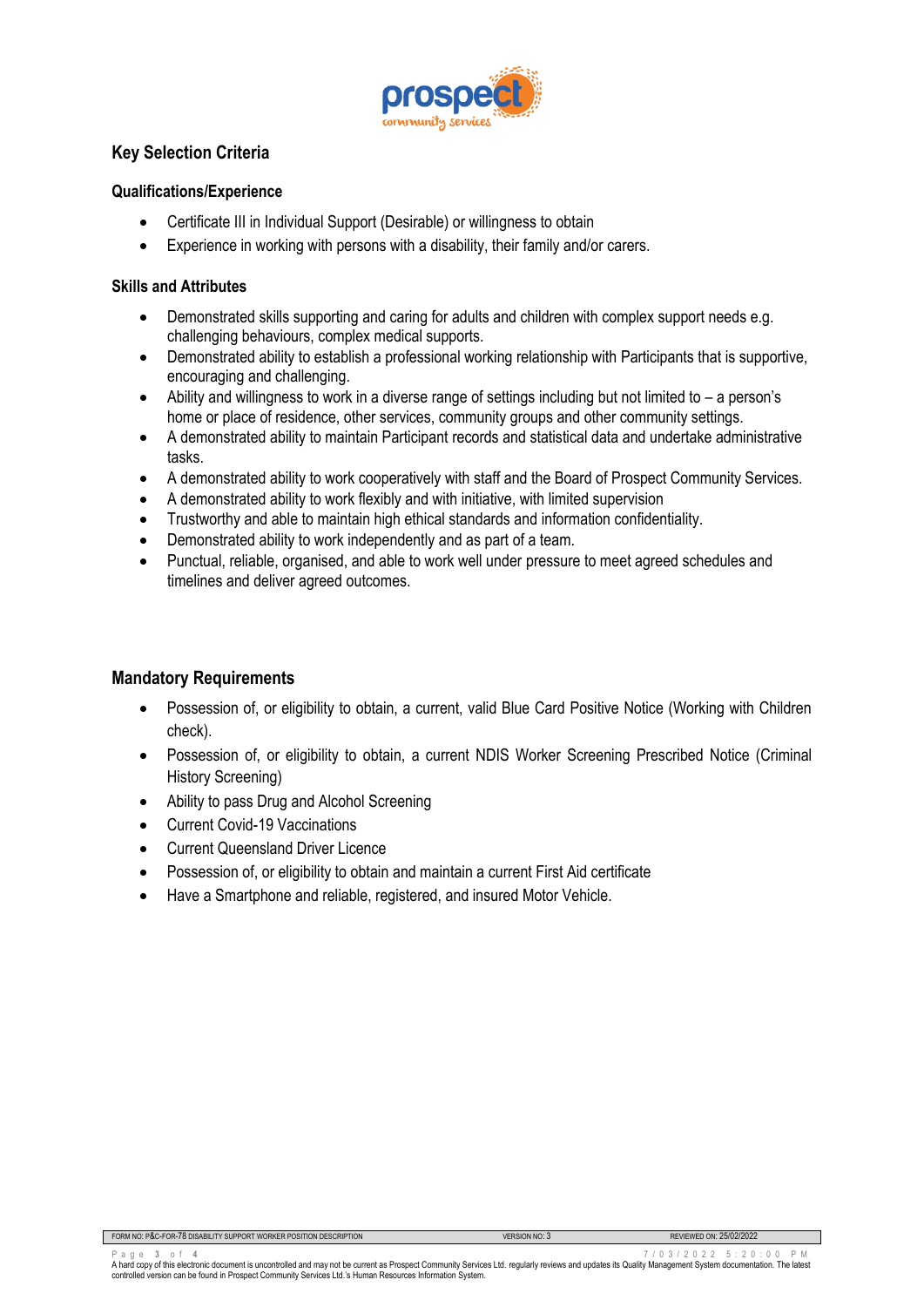## Key Selection Criteria

### Qualifications/Experience

- Certificate III in Individual Support (Desirable) or willingness to obtain
- Experience in working with persons with a disability, their family and/or carers.

### Skills and Attributes

- Demonstrated skills supporting and caring for adults and children with complex support needs e.g. challenging behaviours, complex medical supports.
- Demonstrated ability to establish a professional working relationship with Participants that is supportive, encouraging and challenging.
- Ability and willingness to work in a diverse range of settings including but not limited to – a person's home or place of residence, other services, community groups and other community settings.
- A demonstrated ability to maintain Participant records and statistical data and undertake administrative tasks.
- A demonstrated ability to work cooperatively with staff and the Board of Prospect Community Services.
- A demonstrated ability to work flexibly and with initiative, with limited supervision
- Trustworthy and able to maintain high ethical standards and information confidentiality.
- Demonstrated ability to work independently and as part of a team.
- Punctual, reliable, organised, and able to work well under pressure to meet agreed schedules and timelines and deliver agreed outcomes.

## Mandatory Requirements

- Possession of, or eligibility to obtain, a current, valid Blue Card Positive Notice (Working with Children check).
- Possession of, or eligibility to obtain, a current NDIS Worker Screening Prescribed Notice (Criminal History Screening)
- Ability to pass Drug and Alcohol Screening
- Current Covid-19 Vaccinations
- Current Queensland Driver Licence
- Possession of, or eligibility to obtain and maintain a current First Aid certificate
- Have a Smartphone and reliable, registered, and insured Motor Vehicle.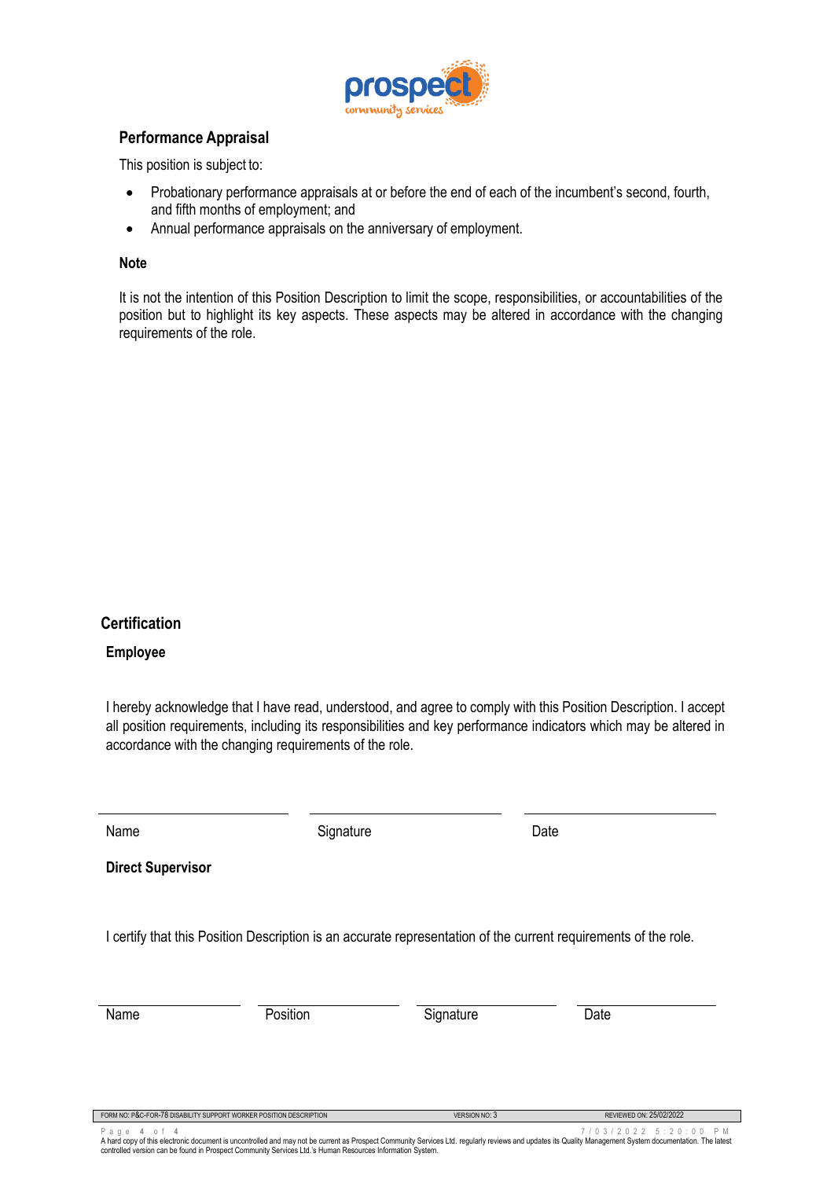## Performance Appraisal

This position is subject to:

- Probationary performance appraisals at or before the end of each of the incumbent's second, fourth, and fifth months of employment; and
- Annual performance appraisals on the anniversary of employment.

### Note

It is not the intention of this Position Description to limit the scope, responsibilities, or accountabilities of the position but to highlight its key aspects. These aspects may be altered in accordance with the changing requirements of the role.

## Certification

### Employee

I hereby acknowledge that I have read, understood, and agree to comply with this Position Description. I accept all position requirements, including its responsibilities and key performance indicators which may be altered in accordance with the changing requirements of the role.

| | | |
|---|---|---|
| Name | Signature | Date |

### Direct Supervisor

I certify that this Position Description is an accurate representation of the current requirements of the role.

| | | | |
|---|---|---|---|
| Name | Position | Signature | Date |

FORM NO: P&C-FOR-78 DISABILITY SUPPORT WORKER POSITION DESCRIPTION | VERSION NO: 3 | REVIEWED ON: 25/02/2022

A hard copy of this electronic document is uncontrolled and may not be current as Prospect Community Services Ltd. regularly reviews and updates its Quality Management System documentation. The latest controlled version can be found in Prospect Community Services Ltd.'s Human Resources Information System.